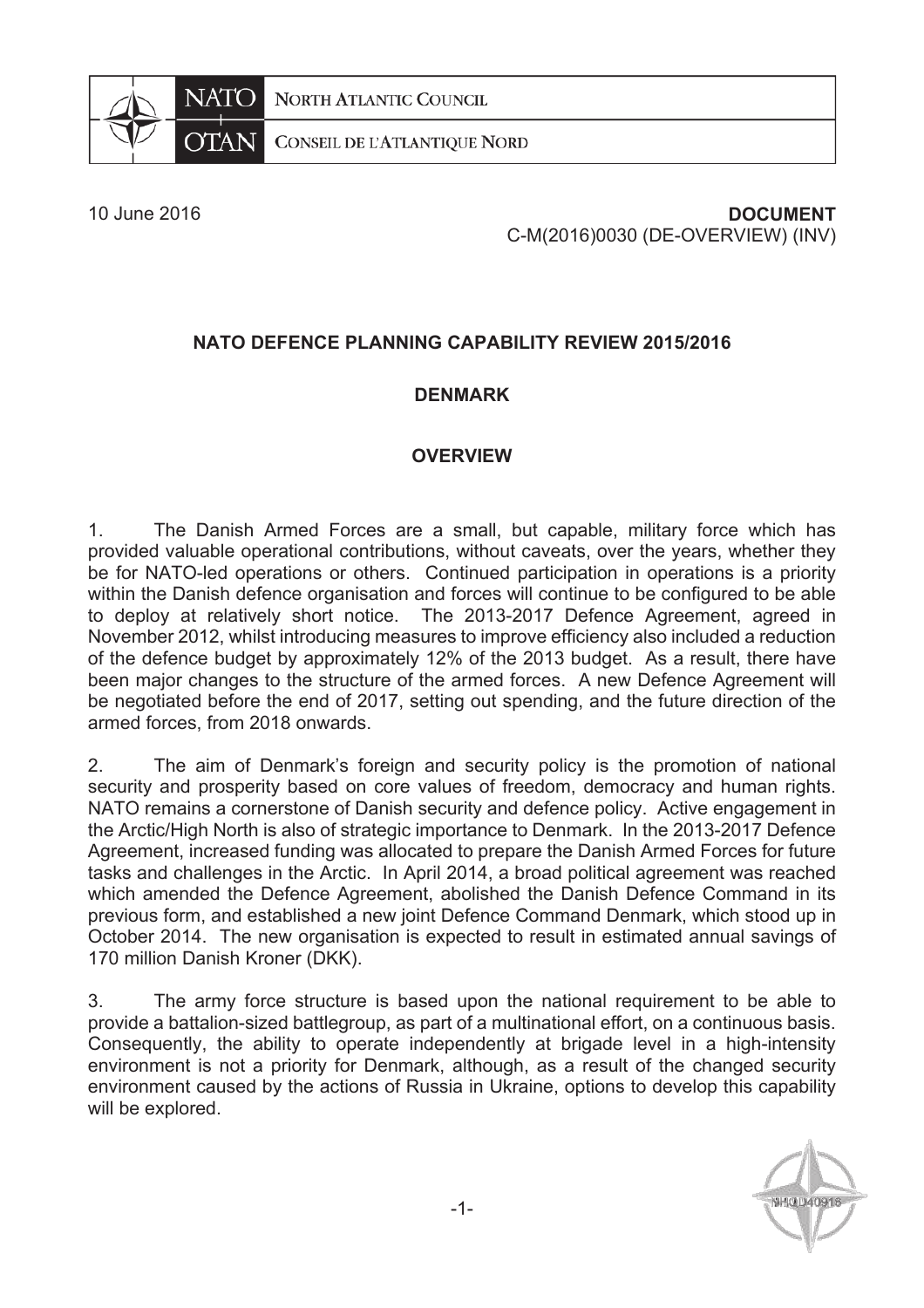NATO NORTH ATLANTIC COUNCIL

OTAN CONSEIL DE L'ATLANTIQUE NORD

10 June 2016

**DOCUMENT**
C-M(2016)0030 (DE-OVERVIEW) (INV)

## NATO DEFENCE PLANNING CAPABILITY REVIEW 2015/2016

## DENMARK

## OVERVIEW

1. The Danish Armed Forces are a small, but capable, military force which has provided valuable operational contributions, without caveats, over the years, whether they be for NATO-led operations or others. Continued participation in operations is a priority within the Danish defence organisation and forces will continue to be configured to be able to deploy at relatively short notice. The 2013-2017 Defence Agreement, agreed in November 2012, whilst introducing measures to improve efficiency also included a reduction of the defence budget by approximately 12% of the 2013 budget. As a result, there have been major changes to the structure of the armed forces. A new Defence Agreement will be negotiated before the end of 2017, setting out spending, and the future direction of the armed forces, from 2018 onwards.

2. The aim of Denmark's foreign and security policy is the promotion of national security and prosperity based on core values of freedom, democracy and human rights. NATO remains a cornerstone of Danish security and defence policy. Active engagement in the Arctic/High North is also of strategic importance to Denmark. In the 2013-2017 Defence Agreement, increased funding was allocated to prepare the Danish Armed Forces for future tasks and challenges in the Arctic. In April 2014, a broad political agreement was reached which amended the Defence Agreement, abolished the Danish Defence Command in its previous form, and established a new joint Defence Command Denmark, which stood up in October 2014. The new organisation is expected to result in estimated annual savings of 170 million Danish Kroner (DKK).

3. The army force structure is based upon the national requirement to be able to provide a battalion-sized battlegroup, as part of a multinational effort, on a continuous basis. Consequently, the ability to operate independently at brigade level in a high-intensity environment is not a priority for Denmark, although, as a result of the changed security environment caused by the actions of Russia in Ukraine, options to develop this capability will be explored.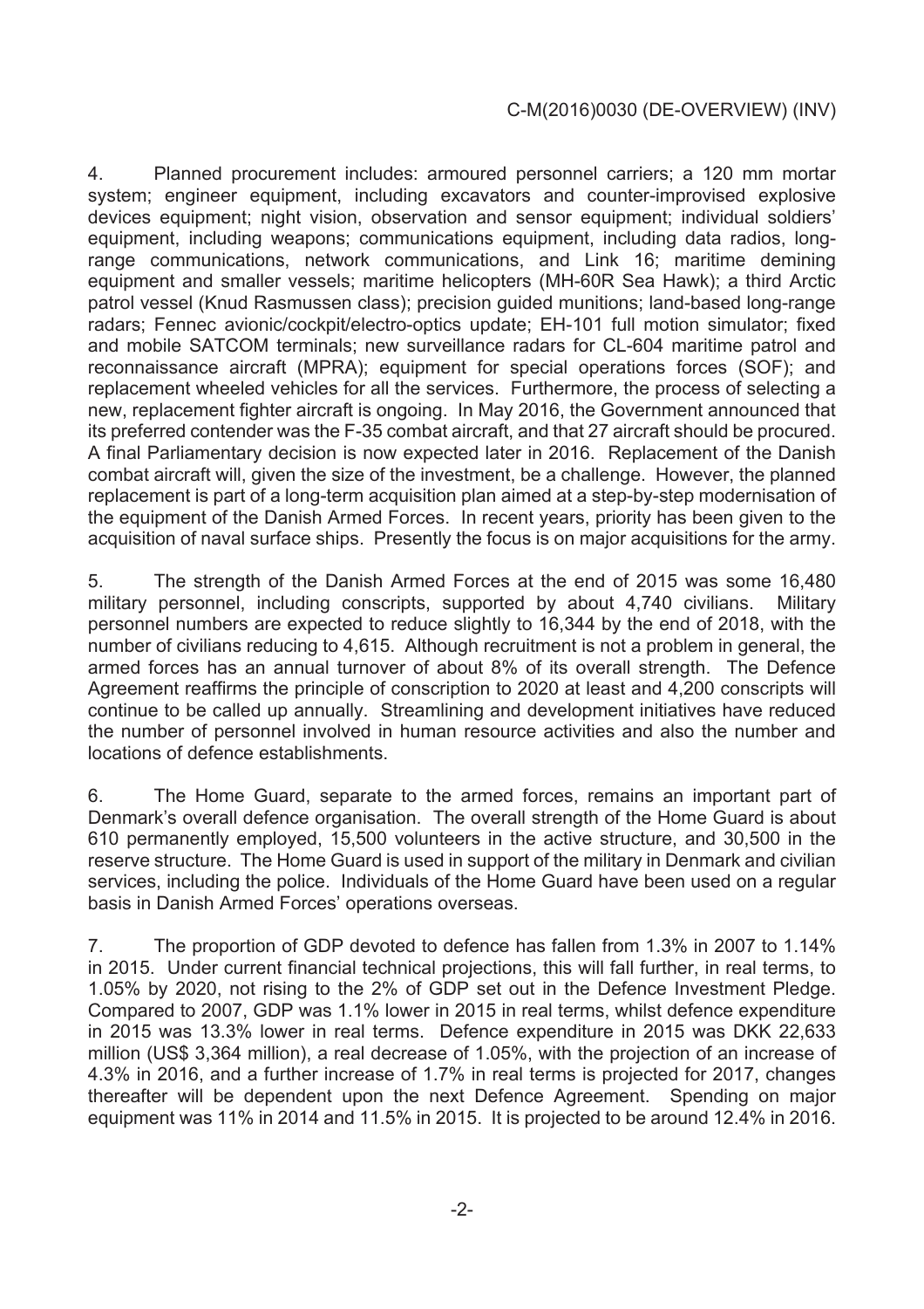4. Planned procurement includes: armoured personnel carriers; a 120 mm mortar system; engineer equipment, including excavators and counter-improvised explosive devices equipment; night vision, observation and sensor equipment; individual soldiers' equipment, including weapons; communications equipment, including data radios, long-range communications, network communications, and Link 16; maritime demining equipment and smaller vessels; maritime helicopters (MH-60R Sea Hawk); a third Arctic patrol vessel (Knud Rasmussen class); precision guided munitions; land-based long-range radars; Fennec avionic/cockpit/electro-optics update; EH-101 full motion simulator; fixed and mobile SATCOM terminals; new surveillance radars for CL-604 maritime patrol and reconnaissance aircraft (MPRA); equipment for special operations forces (SOF); and replacement wheeled vehicles for all the services. Furthermore, the process of selecting a new, replacement fighter aircraft is ongoing. In May 2016, the Government announced that its preferred contender was the F-35 combat aircraft, and that 27 aircraft should be procured. A final Parliamentary decision is now expected later in 2016. Replacement of the Danish combat aircraft will, given the size of the investment, be a challenge. However, the planned replacement is part of a long-term acquisition plan aimed at a step-by-step modernisation of the equipment of the Danish Armed Forces. In recent years, priority has been given to the acquisition of naval surface ships. Presently the focus is on major acquisitions for the army.

5. The strength of the Danish Armed Forces at the end of 2015 was some 16,480 military personnel, including conscripts, supported by about 4,740 civilians. Military personnel numbers are expected to reduce slightly to 16,344 by the end of 2018, with the number of civilians reducing to 4,615. Although recruitment is not a problem in general, the armed forces has an annual turnover of about 8% of its overall strength. The Defence Agreement reaffirms the principle of conscription to 2020 at least and 4,200 conscripts will continue to be called up annually. Streamlining and development initiatives have reduced the number of personnel involved in human resource activities and also the number and locations of defence establishments.

6. The Home Guard, separate to the armed forces, remains an important part of Denmark's overall defence organisation. The overall strength of the Home Guard is about 610 permanently employed, 15,500 volunteers in the active structure, and 30,500 in the reserve structure. The Home Guard is used in support of the military in Denmark and civilian services, including the police. Individuals of the Home Guard have been used on a regular basis in Danish Armed Forces' operations overseas.

7. The proportion of GDP devoted to defence has fallen from 1.3% in 2007 to 1.14% in 2015. Under current financial technical projections, this will fall further, in real terms, to 1.05% by 2020, not rising to the 2% of GDP set out in the Defence Investment Pledge. Compared to 2007, GDP was 1.1% lower in 2015 in real terms, whilst defence expenditure in 2015 was 13.3% lower in real terms. Defence expenditure in 2015 was DKK 22,633 million (US$ 3,364 million), a real decrease of 1.05%, with the projection of an increase of 4.3% in 2016, and a further increase of 1.7% in real terms is projected for 2017, changes thereafter will be dependent upon the next Defence Agreement. Spending on major equipment was 11% in 2014 and 11.5% in 2015. It is projected to be around 12.4% in 2016.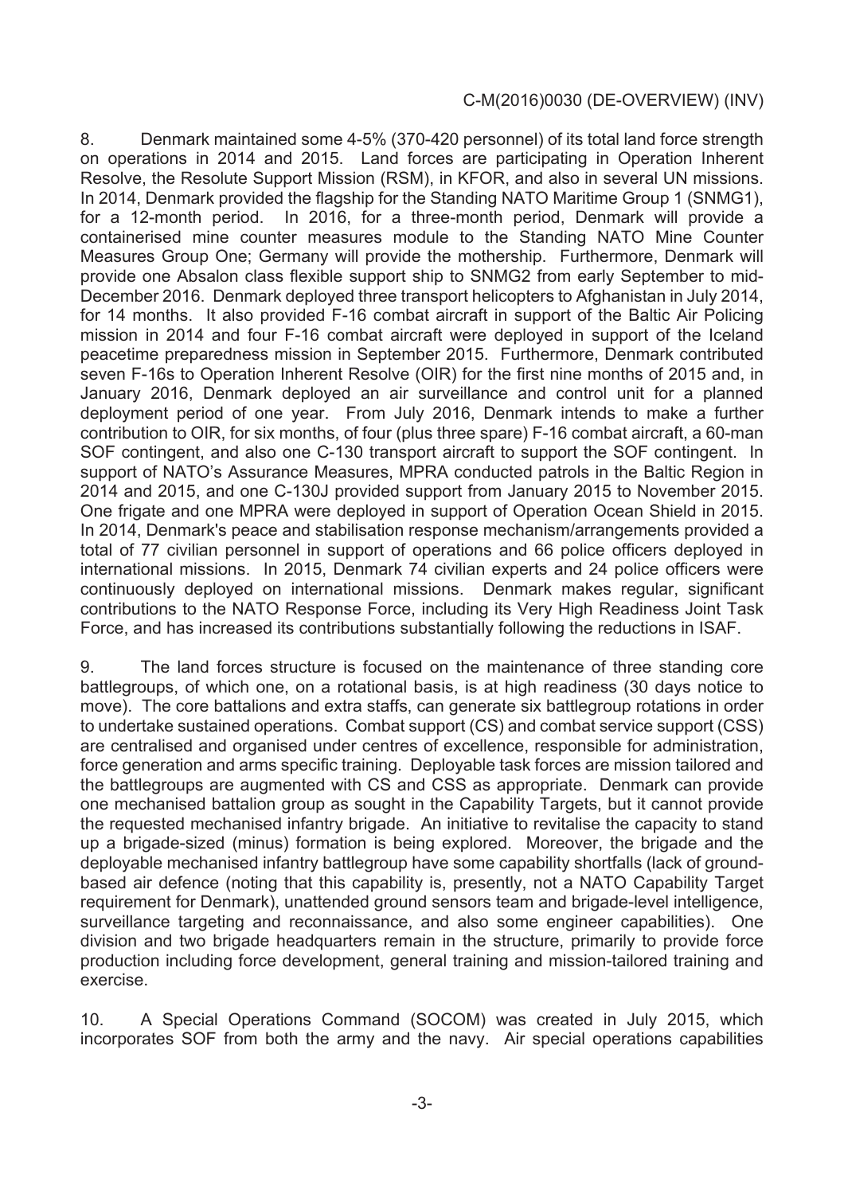8. Denmark maintained some 4-5% (370-420 personnel) of its total land force strength on operations in 2014 and 2015. Land forces are participating in Operation Inherent Resolve, the Resolute Support Mission (RSM), in KFOR, and also in several UN missions. In 2014, Denmark provided the flagship for the Standing NATO Maritime Group 1 (SNMG1), for a 12-month period. In 2016, for a three-month period, Denmark will provide a containerised mine counter measures module to the Standing NATO Mine Counter Measures Group One; Germany will provide the mothership. Furthermore, Denmark will provide one Absalon class flexible support ship to SNMG2 from early September to mid-December 2016. Denmark deployed three transport helicopters to Afghanistan in July 2014, for 14 months. It also provided F-16 combat aircraft in support of the Baltic Air Policing mission in 2014 and four F-16 combat aircraft were deployed in support of the Iceland peacetime preparedness mission in September 2015. Furthermore, Denmark contributed seven F-16s to Operation Inherent Resolve (OIR) for the first nine months of 2015 and, in January 2016, Denmark deployed an air surveillance and control unit for a planned deployment period of one year. From July 2016, Denmark intends to make a further contribution to OIR, for six months, of four (plus three spare) F-16 combat aircraft, a 60-man SOF contingent, and also one C-130 transport aircraft to support the SOF contingent. In support of NATO's Assurance Measures, MPRA conducted patrols in the Baltic Region in 2014 and 2015, and one C-130J provided support from January 2015 to November 2015. One frigate and one MPRA were deployed in support of Operation Ocean Shield in 2015. In 2014, Denmark's peace and stabilisation response mechanism/arrangements provided a total of 77 civilian personnel in support of operations and 66 police officers deployed in international missions. In 2015, Denmark 74 civilian experts and 24 police officers were continuously deployed on international missions. Denmark makes regular, significant contributions to the NATO Response Force, including its Very High Readiness Joint Task Force, and has increased its contributions substantially following the reductions in ISAF.

9. The land forces structure is focused on the maintenance of three standing core battlegroups, of which one, on a rotational basis, is at high readiness (30 days notice to move). The core battalions and extra staffs, can generate six battlegroup rotations in order to undertake sustained operations. Combat support (CS) and combat service support (CSS) are centralised and organised under centres of excellence, responsible for administration, force generation and arms specific training. Deployable task forces are mission tailored and the battlegroups are augmented with CS and CSS as appropriate. Denmark can provide one mechanised battalion group as sought in the Capability Targets, but it cannot provide the requested mechanised infantry brigade. An initiative to revitalise the capacity to stand up a brigade-sized (minus) formation is being explored. Moreover, the brigade and the deployable mechanised infantry battlegroup have some capability shortfalls (lack of ground-based air defence (noting that this capability is, presently, not a NATO Capability Target requirement for Denmark), unattended ground sensors team and brigade-level intelligence, surveillance targeting and reconnaissance, and also some engineer capabilities). One division and two brigade headquarters remain in the structure, primarily to provide force production including force development, general training and mission-tailored training and exercise.

10. A Special Operations Command (SOCOM) was created in July 2015, which incorporates SOF from both the army and the navy. Air special operations capabilities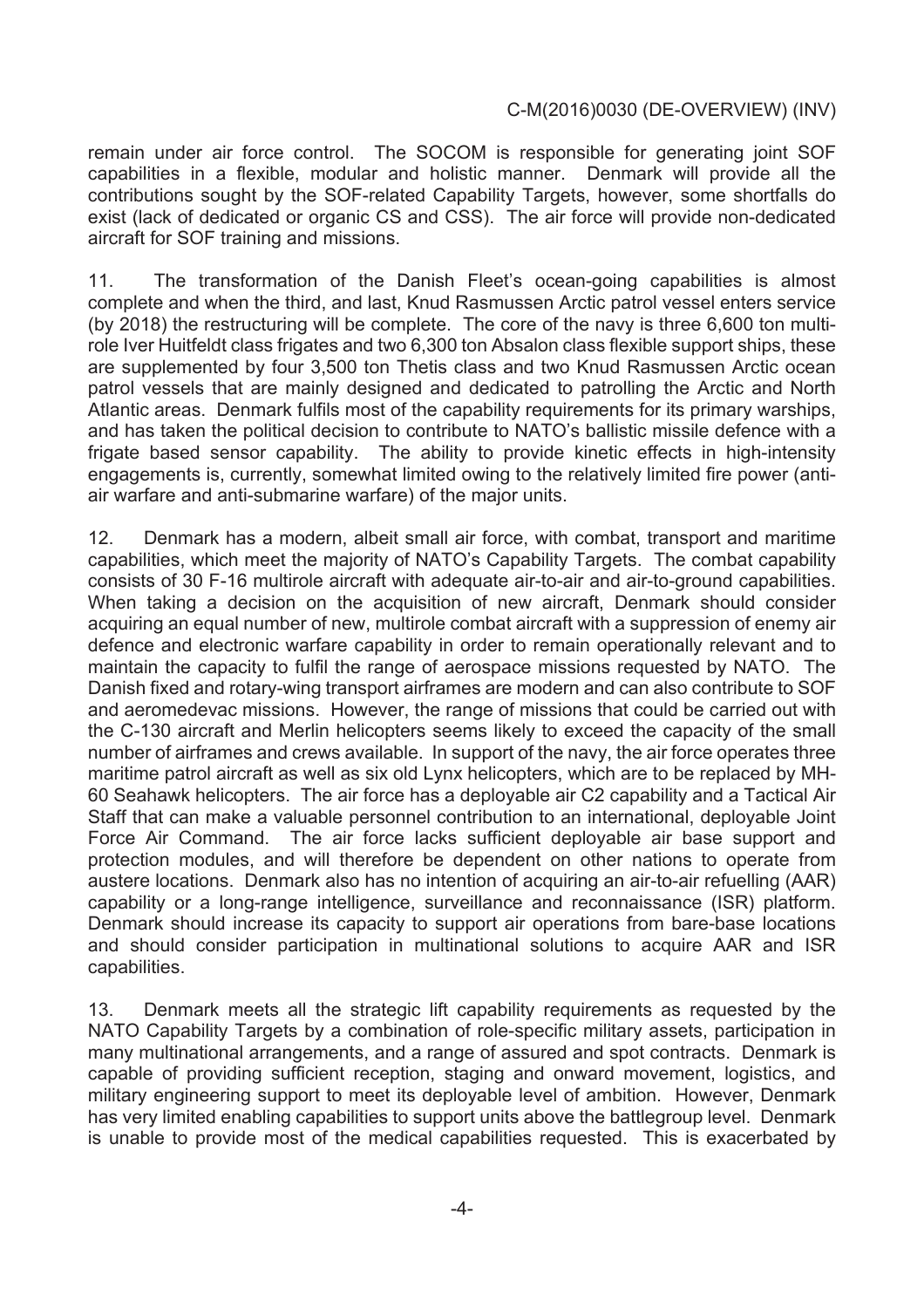remain under air force control. The SOCOM is responsible for generating joint SOF capabilities in a flexible, modular and holistic manner. Denmark will provide all the contributions sought by the SOF-related Capability Targets, however, some shortfalls do exist (lack of dedicated or organic CS and CSS). The air force will provide non-dedicated aircraft for SOF training and missions.

11. The transformation of the Danish Fleet's ocean-going capabilities is almost complete and when the third, and last, Knud Rasmussen Arctic patrol vessel enters service (by 2018) the restructuring will be complete. The core of the navy is three 6,600 ton multi-role Iver Huitfeldt class frigates and two 6,300 ton Absalon class flexible support ships, these are supplemented by four 3,500 ton Thetis class and two Knud Rasmussen Arctic ocean patrol vessels that are mainly designed and dedicated to patrolling the Arctic and North Atlantic areas. Denmark fulfils most of the capability requirements for its primary warships, and has taken the political decision to contribute to NATO's ballistic missile defence with a frigate based sensor capability. The ability to provide kinetic effects in high-intensity engagements is, currently, somewhat limited owing to the relatively limited fire power (anti-air warfare and anti-submarine warfare) of the major units.

12. Denmark has a modern, albeit small air force, with combat, transport and maritime capabilities, which meet the majority of NATO's Capability Targets. The combat capability consists of 30 F-16 multirole aircraft with adequate air-to-air and air-to-ground capabilities. When taking a decision on the acquisition of new aircraft, Denmark should consider acquiring an equal number of new, multirole combat aircraft with a suppression of enemy air defence and electronic warfare capability in order to remain operationally relevant and to maintain the capacity to fulfil the range of aerospace missions requested by NATO. The Danish fixed and rotary-wing transport airframes are modern and can also contribute to SOF and aeromedevac missions. However, the range of missions that could be carried out with the C-130 aircraft and Merlin helicopters seems likely to exceed the capacity of the small number of airframes and crews available. In support of the navy, the air force operates three maritime patrol aircraft as well as six old Lynx helicopters, which are to be replaced by MH-60 Seahawk helicopters. The air force has a deployable air C2 capability and a Tactical Air Staff that can make a valuable personnel contribution to an international, deployable Joint Force Air Command. The air force lacks sufficient deployable air base support and protection modules, and will therefore be dependent on other nations to operate from austere locations. Denmark also has no intention of acquiring an air-to-air refuelling (AAR) capability or a long-range intelligence, surveillance and reconnaissance (ISR) platform. Denmark should increase its capacity to support air operations from bare-base locations and should consider participation in multinational solutions to acquire AAR and ISR capabilities.

13. Denmark meets all the strategic lift capability requirements as requested by the NATO Capability Targets by a combination of role-specific military assets, participation in many multinational arrangements, and a range of assured and spot contracts. Denmark is capable of providing sufficient reception, staging and onward movement, logistics, and military engineering support to meet its deployable level of ambition. However, Denmark has very limited enabling capabilities to support units above the battlegroup level. Denmark is unable to provide most of the medical capabilities requested. This is exacerbated by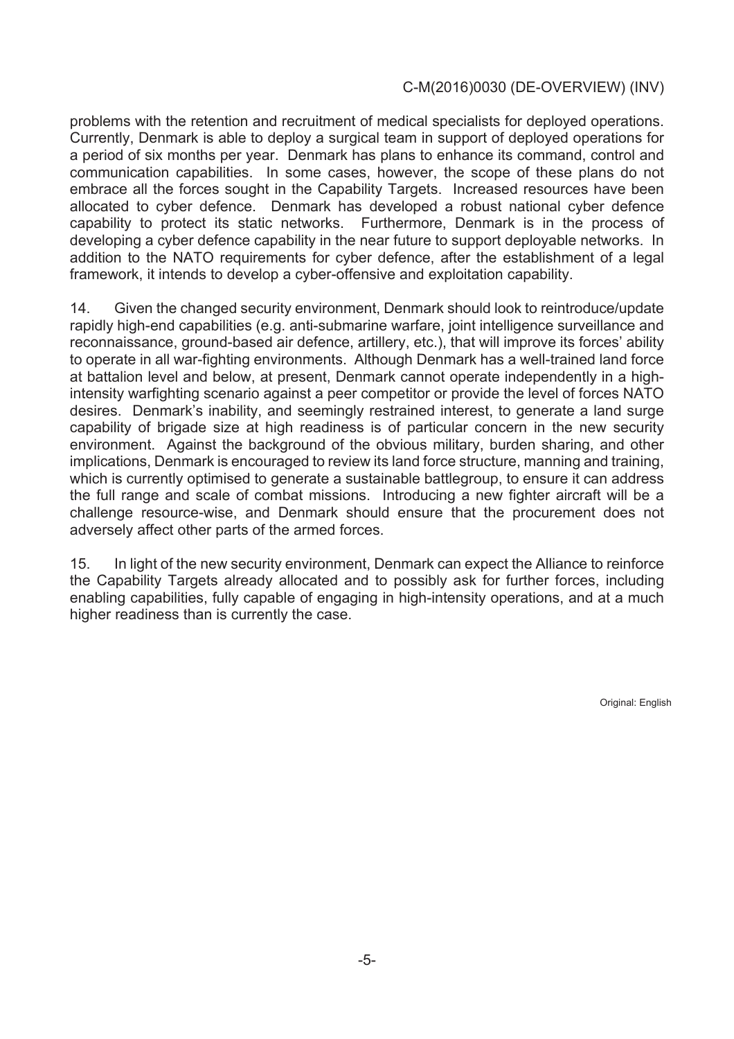problems with the retention and recruitment of medical specialists for deployed operations. Currently, Denmark is able to deploy a surgical team in support of deployed operations for a period of six months per year. Denmark has plans to enhance its command, control and communication capabilities. In some cases, however, the scope of these plans do not embrace all the forces sought in the Capability Targets. Increased resources have been allocated to cyber defence. Denmark has developed a robust national cyber defence capability to protect its static networks. Furthermore, Denmark is in the process of developing a cyber defence capability in the near future to support deployable networks. In addition to the NATO requirements for cyber defence, after the establishment of a legal framework, it intends to develop a cyber-offensive and exploitation capability.

14. Given the changed security environment, Denmark should look to reintroduce/update rapidly high-end capabilities (e.g. anti-submarine warfare, joint intelligence surveillance and reconnaissance, ground-based air defence, artillery, etc.), that will improve its forces' ability to operate in all war-fighting environments. Although Denmark has a well-trained land force at battalion level and below, at present, Denmark cannot operate independently in a high-intensity warfighting scenario against a peer competitor or provide the level of forces NATO desires. Denmark's inability, and seemingly restrained interest, to generate a land surge capability of brigade size at high readiness is of particular concern in the new security environment. Against the background of the obvious military, burden sharing, and other implications, Denmark is encouraged to review its land force structure, manning and training, which is currently optimised to generate a sustainable battlegroup, to ensure it can address the full range and scale of combat missions. Introducing a new fighter aircraft will be a challenge resource-wise, and Denmark should ensure that the procurement does not adversely affect other parts of the armed forces.

15. In light of the new security environment, Denmark can expect the Alliance to reinforce the Capability Targets already allocated and to possibly ask for further forces, including enabling capabilities, fully capable of engaging in high-intensity operations, and at a much higher readiness than is currently the case.

Original: English